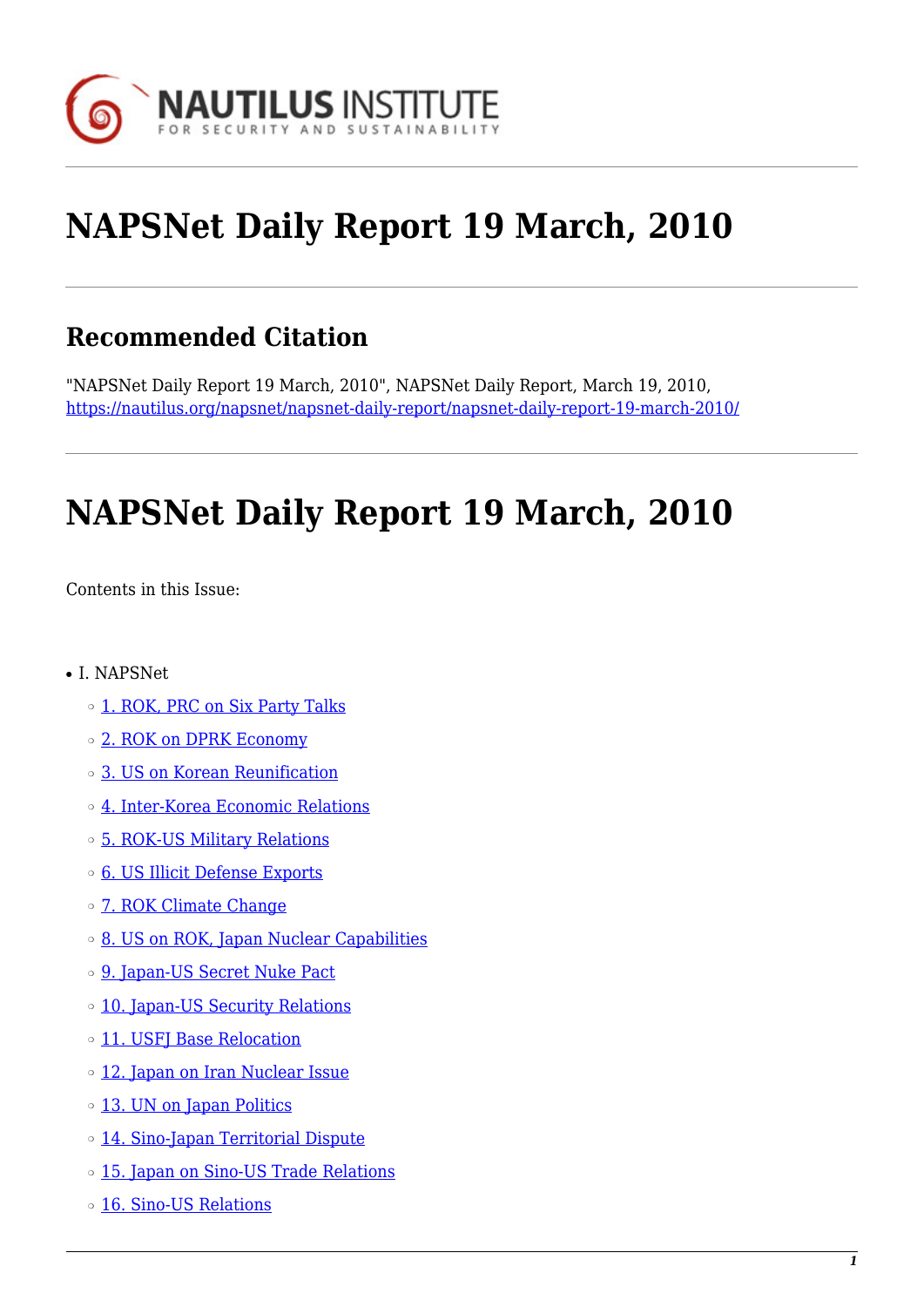# NAPSNet Daily Report 19 March, 2010

## Recommended Citation

"NAPSNet Daily Report 19 March, 2010", NAPSNet Daily Report, March 19, 2010, https://nautilus.org/napsnet/napsnet-daily-report/napsnet-daily-report-19-march-2010/

# NAPSNet Daily Report 19 March, 2010

Contents in this Issue:

- I. NAPSNet
  - 1. ROK, PRC on Six Party Talks
  - 2. ROK on DPRK Economy
  - 3. US on Korean Reunification
  - 4. Inter-Korea Economic Relations
  - 5. ROK-US Military Relations
  - 6. US Illicit Defense Exports
  - 7. ROK Climate Change
  - 8. US on ROK, Japan Nuclear Capabilities
  - 9. Japan-US Secret Nuke Pact
  - 10. Japan-US Security Relations
  - 11. USFJ Base Relocation
  - 12. Japan on Iran Nuclear Issue
  - 13. UN on Japan Politics
  - 14. Sino-Japan Territorial Dispute
  - 15. Japan on Sino-US Trade Relations
  - 16. Sino-US Relations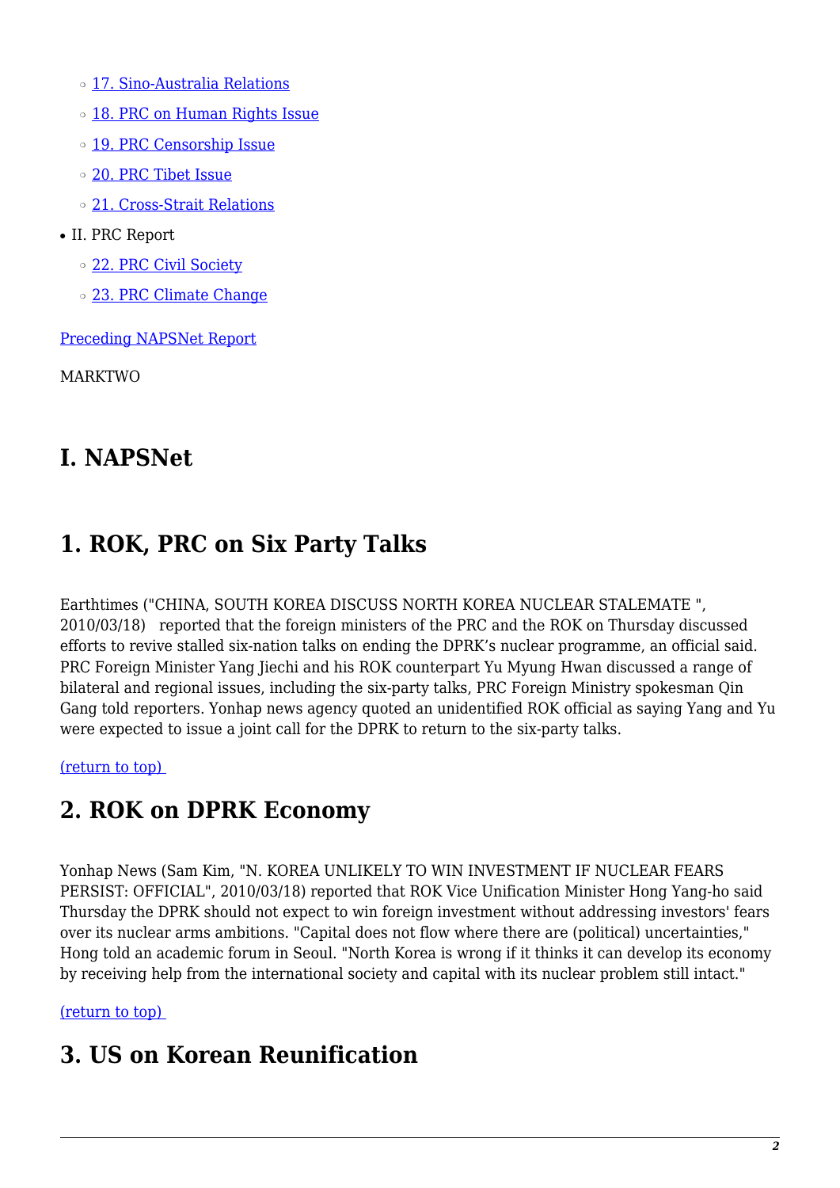- 17. Sino-Australia Relations
  - 18. PRC on Human Rights Issue
  - 19. PRC Censorship Issue
  - 20. PRC Tibet Issue
  - 21. Cross-Strait Relations
- II. PRC Report
  - 22. PRC Civil Society
  - 23. PRC Climate Change

Preceding NAPSNet Report

MARKTWO

# I. NAPSNet

## 1. ROK, PRC on Six Party Talks

Earthtimes ("CHINA, SOUTH KOREA DISCUSS NORTH KOREA NUCLEAR STALEMATE ", 2010/03/18) reported that the foreign ministers of the PRC and the ROK on Thursday discussed efforts to revive stalled six-nation talks on ending the DPRK's nuclear programme, an official said. PRC Foreign Minister Yang Jiechi and his ROK counterpart Yu Myung Hwan discussed a range of bilateral and regional issues, including the six-party talks, PRC Foreign Ministry spokesman Qin Gang told reporters. Yonhap news agency quoted an unidentified ROK official as saying Yang and Yu were expected to issue a joint call for the DPRK to return to the six-party talks.

(return to top)

## 2. ROK on DPRK Economy

Yonhap News (Sam Kim, "N. KOREA UNLIKELY TO WIN INVESTMENT IF NUCLEAR FEARS PERSIST: OFFICIAL", 2010/03/18) reported that ROK Vice Unification Minister Hong Yang-ho said Thursday the DPRK should not expect to win foreign investment without addressing investors' fears over its nuclear arms ambitions. "Capital does not flow where there are (political) uncertainties," Hong told an academic forum in Seoul. "North Korea is wrong if it thinks it can develop its economy by receiving help from the international society and capital with its nuclear problem still intact."

(return to top)

## 3. US on Korean Reunification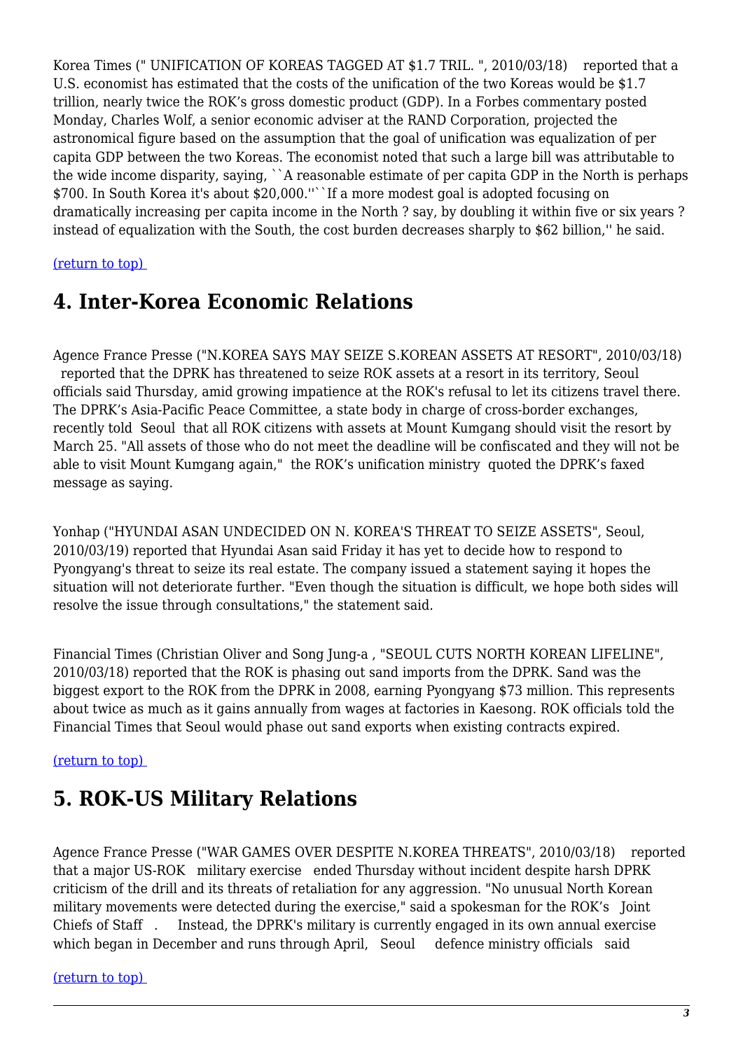Korea Times (" UNIFICATION OF KOREAS TAGGED AT $1.7 TRIL. ", 2010/03/18) reported that a U.S. economist has estimated that the costs of the unification of the two Koreas would be $1.7 trillion, nearly twice the ROK's gross domestic product (GDP). In a Forbes commentary posted Monday, Charles Wolf, a senior economic adviser at the RAND Corporation, projected the astronomical figure based on the assumption that the goal of unification was equalization of per capita GDP between the two Koreas. The economist noted that such a large bill was attributable to the wide income disparity, saying, ``A reasonable estimate of per capita GDP in the North is perhaps $700. In South Korea it's about $20,000.'' ``If a more modest goal is adopted focusing on dramatically increasing per capita income in the North ? say, by doubling it within five or six years ? instead of equalization with the South, the cost burden decreases sharply to $62 billion,'' he said.

(return to top)

## 4. Inter-Korea Economic Relations

Agence France Presse ("N.KOREA SAYS MAY SEIZE S.KOREAN ASSETS AT RESORT", 2010/03/18) reported that the DPRK has threatened to seize ROK assets at a resort in its territory, Seoul officials said Thursday, amid growing impatience at the ROK's refusal to let its citizens travel there. The DPRK's Asia-Pacific Peace Committee, a state body in charge of cross-border exchanges, recently told Seoul that all ROK citizens with assets at Mount Kumgang should visit the resort by March 25. "All assets of those who do not meet the deadline will be confiscated and they will not be able to visit Mount Kumgang again," the ROK's unification ministry quoted the DPRK's faxed message as saying.

Yonhap ("HYUNDAI ASAN UNDECIDED ON N. KOREA'S THREAT TO SEIZE ASSETS", Seoul, 2010/03/19) reported that Hyundai Asan said Friday it has yet to decide how to respond to Pyongyang's threat to seize its real estate. The company issued a statement saying it hopes the situation will not deteriorate further. "Even though the situation is difficult, we hope both sides will resolve the issue through consultations," the statement said.

Financial Times (Christian Oliver and Song Jung-a , "SEOUL CUTS NORTH KOREAN LIFELINE", 2010/03/18) reported that the ROK is phasing out sand imports from the DPRK. Sand was the biggest export to the ROK from the DPRK in 2008, earning Pyongyang $73 million. This represents about twice as much as it gains annually from wages at factories in Kaesong. ROK officials told the Financial Times that Seoul would phase out sand exports when existing contracts expired.

(return to top)

## 5. ROK-US Military Relations

Agence France Presse ("WAR GAMES OVER DESPITE N.KOREA THREATS", 2010/03/18) reported that a major US-ROK military exercise ended Thursday without incident despite harsh DPRK criticism of the drill and its threats of retaliation for any aggression. "No unusual North Korean military movements were detected during the exercise," said a spokesman for the ROK's Joint Chiefs of Staff . Instead, the DPRK's military is currently engaged in its own annual exercise which began in December and runs through April, Seoul defence ministry officials said

(return to top)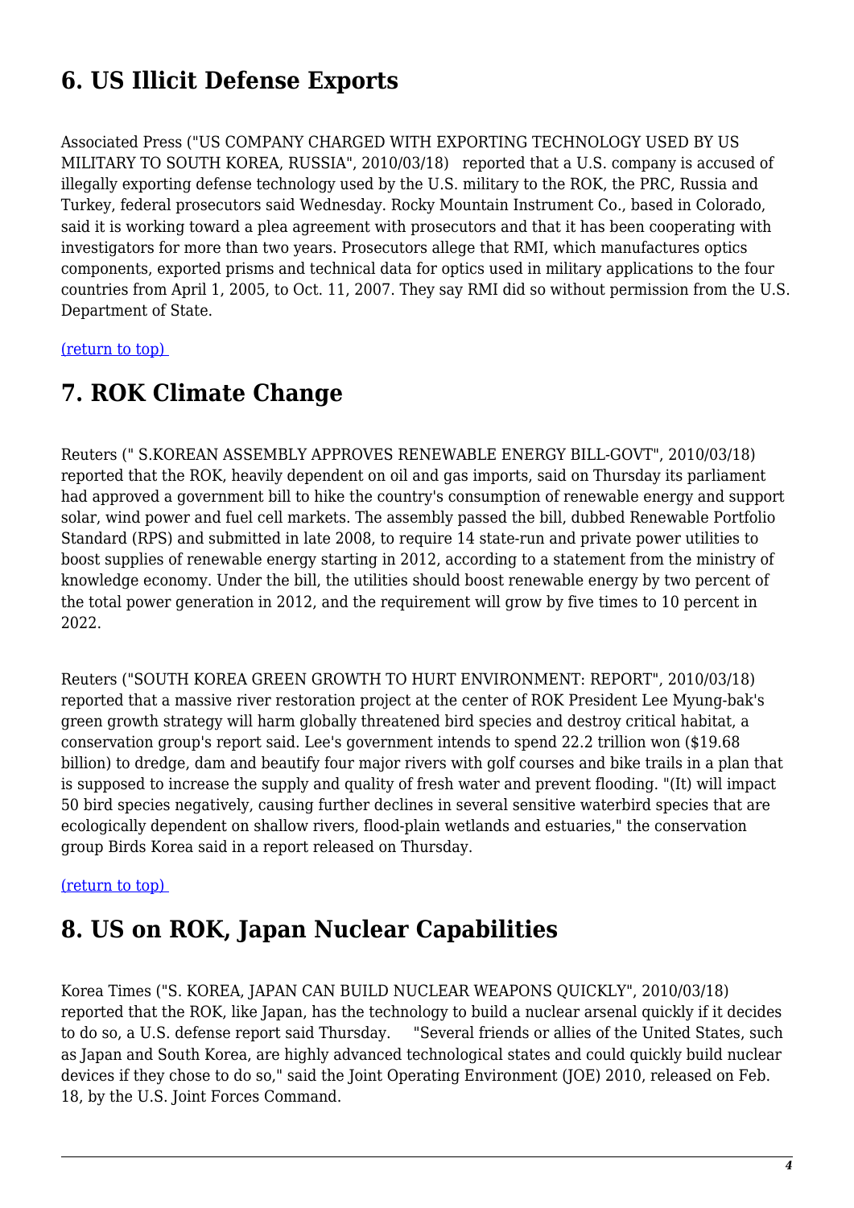## 6. US Illicit Defense Exports

Associated Press ("US COMPANY CHARGED WITH EXPORTING TECHNOLOGY USED BY US MILITARY TO SOUTH KOREA, RUSSIA", 2010/03/18) reported that a U.S. company is accused of illegally exporting defense technology used by the U.S. military to the ROK, the PRC, Russia and Turkey, federal prosecutors said Wednesday. Rocky Mountain Instrument Co., based in Colorado, said it is working toward a plea agreement with prosecutors and that it has been cooperating with investigators for more than two years. Prosecutors allege that RMI, which manufactures optics components, exported prisms and technical data for optics used in military applications to the four countries from April 1, 2005, to Oct. 11, 2007. They say RMI did so without permission from the U.S. Department of State.

(return to top)

## 7. ROK Climate Change

Reuters (" S.KOREAN ASSEMBLY APPROVES RENEWABLE ENERGY BILL-GOVT", 2010/03/18) reported that the ROK, heavily dependent on oil and gas imports, said on Thursday its parliament had approved a government bill to hike the country's consumption of renewable energy and support solar, wind power and fuel cell markets. The assembly passed the bill, dubbed Renewable Portfolio Standard (RPS) and submitted in late 2008, to require 14 state-run and private power utilities to boost supplies of renewable energy starting in 2012, according to a statement from the ministry of knowledge economy. Under the bill, the utilities should boost renewable energy by two percent of the total power generation in 2012, and the requirement will grow by five times to 10 percent in 2022.

Reuters ("SOUTH KOREA GREEN GROWTH TO HURT ENVIRONMENT: REPORT", 2010/03/18) reported that a massive river restoration project at the center of ROK President Lee Myung-bak's green growth strategy will harm globally threatened bird species and destroy critical habitat, a conservation group's report said. Lee's government intends to spend 22.2 trillion won ($19.68 billion) to dredge, dam and beautify four major rivers with golf courses and bike trails in a plan that is supposed to increase the supply and quality of fresh water and prevent flooding. "(It) will impact 50 bird species negatively, causing further declines in several sensitive waterbird species that are ecologically dependent on shallow rivers, flood-plain wetlands and estuaries," the conservation group Birds Korea said in a report released on Thursday.

(return to top)

## 8. US on ROK, Japan Nuclear Capabilities

Korea Times ("S. KOREA, JAPAN CAN BUILD NUCLEAR WEAPONS QUICKLY", 2010/03/18) reported that the ROK, like Japan, has the technology to build a nuclear arsenal quickly if it decides to do so, a U.S. defense report said Thursday. "Several friends or allies of the United States, such as Japan and South Korea, are highly advanced technological states and could quickly build nuclear devices if they chose to do so," said the Joint Operating Environment (JOE) 2010, released on Feb. 18, by the U.S. Joint Forces Command.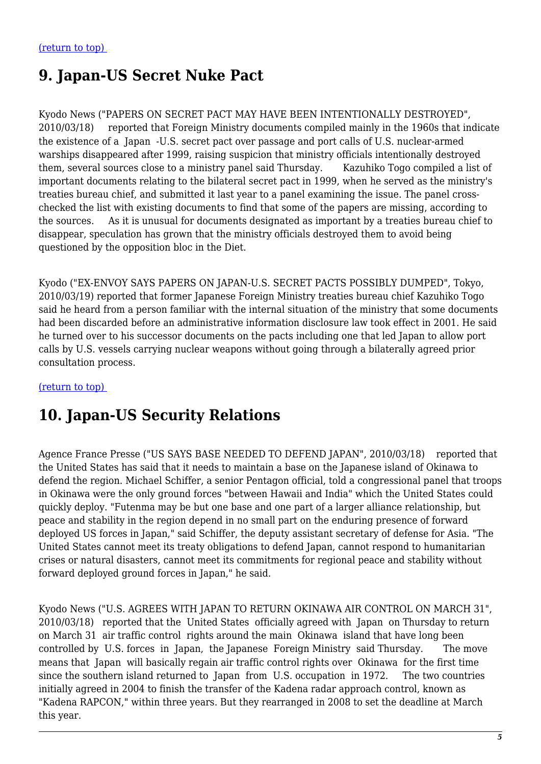[(return to top)](#)

## 9. Japan-US Secret Nuke Pact

Kyodo News ("PAPERS ON SECRET PACT MAY HAVE BEEN INTENTIONALLY DESTROYED", 2010/03/18) reported that Foreign Ministry documents compiled mainly in the 1960s that indicate the existence of a Japan -U.S. secret pact over passage and port calls of U.S. nuclear-armed warships disappeared after 1999, raising suspicion that ministry officials intentionally destroyed them, several sources close to a ministry panel said Thursday. Kazuhiko Togo compiled a list of important documents relating to the bilateral secret pact in 1999, when he served as the ministry's treaties bureau chief, and submitted it last year to a panel examining the issue. The panel cross-checked the list with existing documents to find that some of the papers are missing, according to the sources. As it is unusual for documents designated as important by a treaties bureau chief to disappear, speculation has grown that the ministry officials destroyed them to avoid being questioned by the opposition bloc in the Diet.

Kyodo ("EX-ENVOY SAYS PAPERS ON JAPAN-U.S. SECRET PACTS POSSIBLY DUMPED", Tokyo, 2010/03/19) reported that former Japanese Foreign Ministry treaties bureau chief Kazuhiko Togo said he heard from a person familiar with the internal situation of the ministry that some documents had been discarded before an administrative information disclosure law took effect in 2001. He said he turned over to his successor documents on the pacts including one that led Japan to allow port calls by U.S. vessels carrying nuclear weapons without going through a bilaterally agreed prior consultation process.

[(return to top)](#)

## 10. Japan-US Security Relations

Agence France Presse ("US SAYS BASE NEEDED TO DEFEND JAPAN", 2010/03/18) reported that the United States has said that it needs to maintain a base on the Japanese island of Okinawa to defend the region. Michael Schiffer, a senior Pentagon official, told a congressional panel that troops in Okinawa were the only ground forces "between Hawaii and India" which the United States could quickly deploy. "Futenma may be but one base and one part of a larger alliance relationship, but peace and stability in the region depend in no small part on the enduring presence of forward deployed US forces in Japan," said Schiffer, the deputy assistant secretary of defense for Asia. "The United States cannot meet its treaty obligations to defend Japan, cannot respond to humanitarian crises or natural disasters, cannot meet its commitments for regional peace and stability without forward deployed ground forces in Japan," he said.

Kyodo News ("U.S. AGREES WITH JAPAN TO RETURN OKINAWA AIR CONTROL ON MARCH 31", 2010/03/18) reported that the United States officially agreed with Japan on Thursday to return on March 31 air traffic control rights around the main Okinawa island that have long been controlled by U.S. forces in Japan, the Japanese Foreign Ministry said Thursday. The move means that Japan will basically regain air traffic control rights over Okinawa for the first time since the southern island returned to Japan from U.S. occupation in 1972. The two countries initially agreed in 2004 to finish the transfer of the Kadena radar approach control, known as "Kadena RAPCON," within three years. But they rearranged in 2008 to set the deadline at March this year.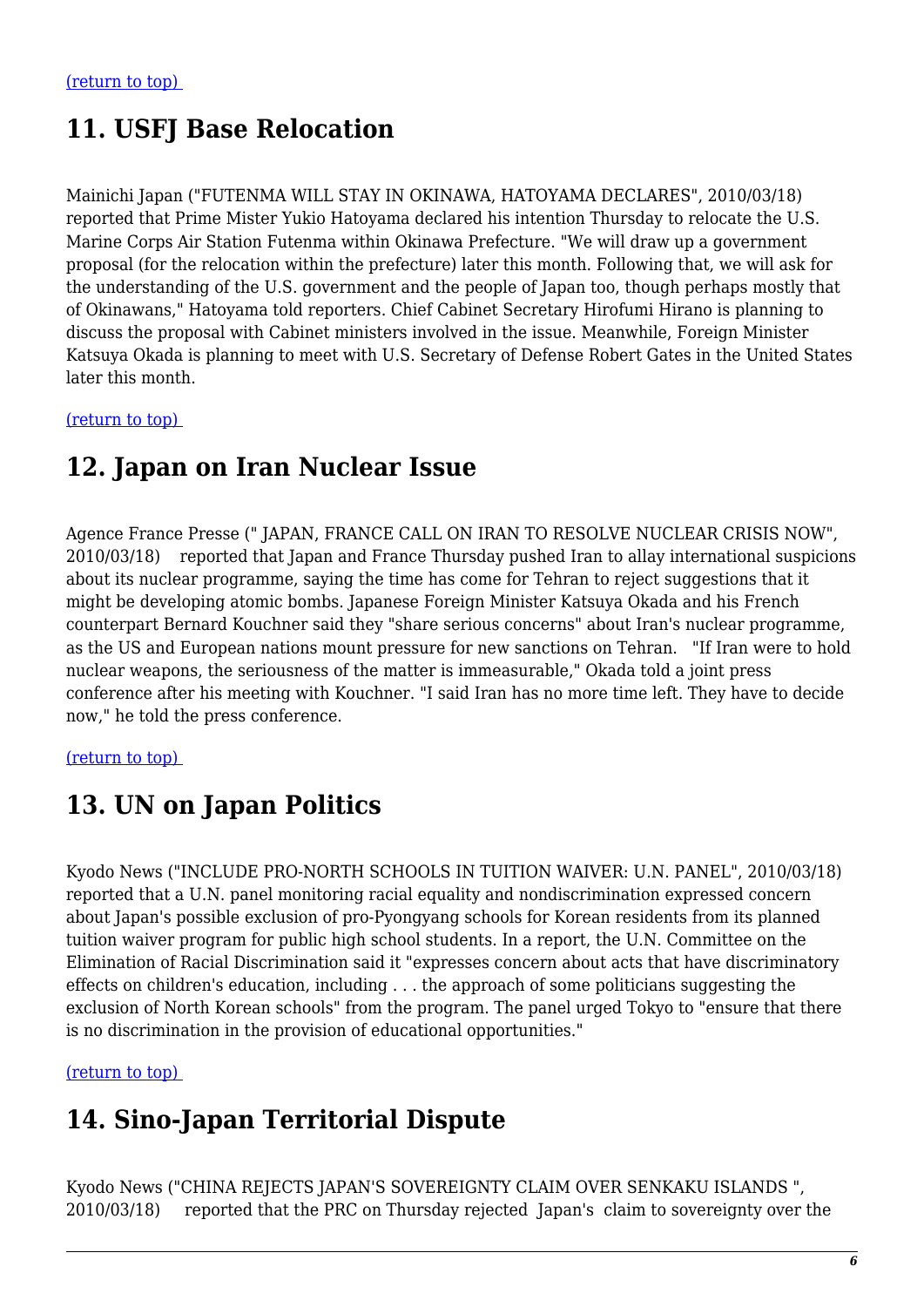[(return to top)](#)

## 11. USFJ Base Relocation

Mainichi Japan ("FUTENMA WILL STAY IN OKINAWA, HATOYAMA DECLARES", 2010/03/18) reported that Prime Mister Yukio Hatoyama declared his intention Thursday to relocate the U.S. Marine Corps Air Station Futenma within Okinawa Prefecture. "We will draw up a government proposal (for the relocation within the prefecture) later this month. Following that, we will ask for the understanding of the U.S. government and the people of Japan too, though perhaps mostly that of Okinawans," Hatoyama told reporters. Chief Cabinet Secretary Hirofumi Hirano is planning to discuss the proposal with Cabinet ministers involved in the issue. Meanwhile, Foreign Minister Katsuya Okada is planning to meet with U.S. Secretary of Defense Robert Gates in the United States later this month.

[(return to top)](#)

## 12. Japan on Iran Nuclear Issue

Agence France Presse (" JAPAN, FRANCE CALL ON IRAN TO RESOLVE NUCLEAR CRISIS NOW", 2010/03/18) reported that Japan and France Thursday pushed Iran to allay international suspicions about its nuclear programme, saying the time has come for Tehran to reject suggestions that it might be developing atomic bombs. Japanese Foreign Minister Katsuya Okada and his French counterpart Bernard Kouchner said they "share serious concerns" about Iran's nuclear programme, as the US and European nations mount pressure for new sanctions on Tehran. "If Iran were to hold nuclear weapons, the seriousness of the matter is immeasurable," Okada told a joint press conference after his meeting with Kouchner. "I said Iran has no more time left. They have to decide now," he told the press conference.

[(return to top)](#)

## 13. UN on Japan Politics

Kyodo News ("INCLUDE PRO-NORTH SCHOOLS IN TUITION WAIVER: U.N. PANEL", 2010/03/18) reported that a U.N. panel monitoring racial equality and nondiscrimination expressed concern about Japan's possible exclusion of pro-Pyongyang schools for Korean residents from its planned tuition waiver program for public high school students. In a report, the U.N. Committee on the Elimination of Racial Discrimination said it "expresses concern about acts that have discriminatory effects on children's education, including . . . the approach of some politicians suggesting the exclusion of North Korean schools" from the program. The panel urged Tokyo to "ensure that there is no discrimination in the provision of educational opportunities."

[(return to top)](#)

## 14. Sino-Japan Territorial Dispute

Kyodo News ("CHINA REJECTS JAPAN'S SOVEREIGNTY CLAIM OVER SENKAKU ISLANDS ", 2010/03/18) reported that the PRC on Thursday rejected Japan's claim to sovereignty over the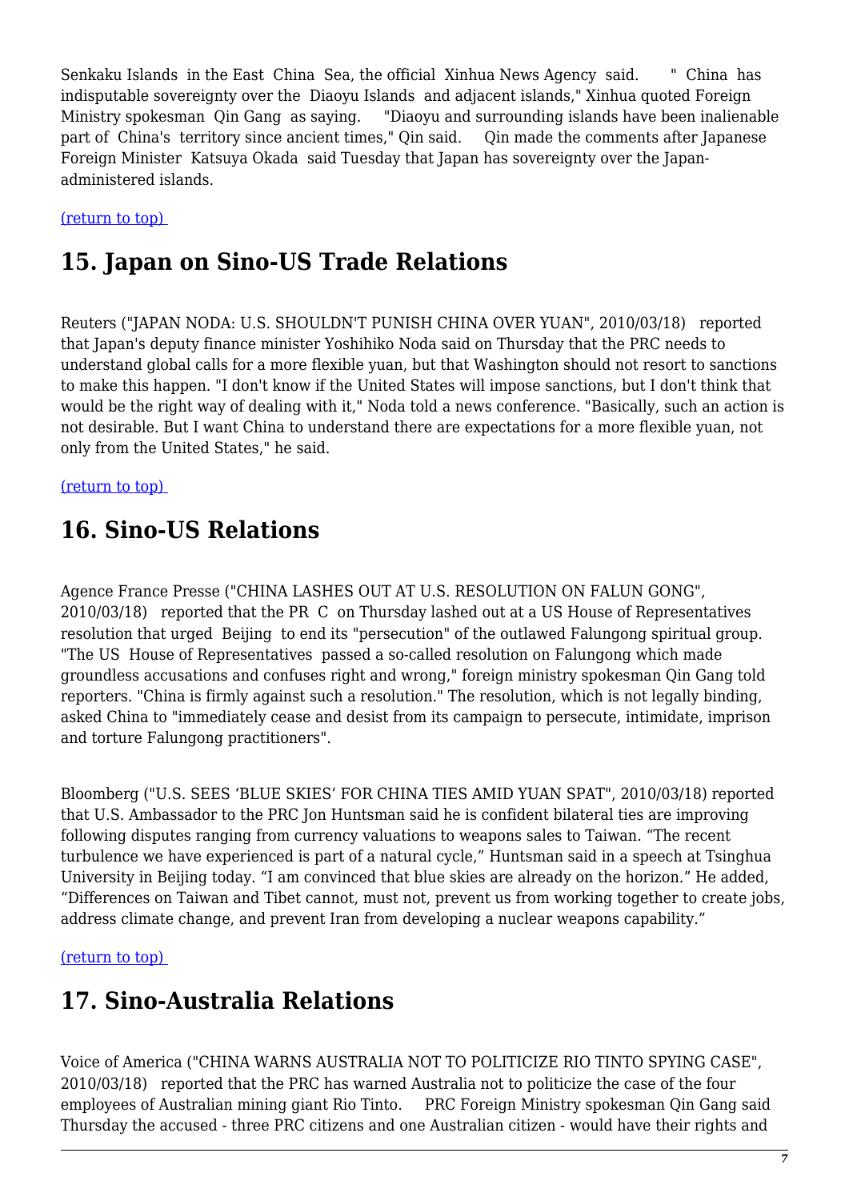Senkaku Islands in the East China Sea, the official Xinhua News Agency said. " China has indisputable sovereignty over the Diaoyu Islands and adjacent islands," Xinhua quoted Foreign Ministry spokesman Qin Gang as saying. "Diaoyu and surrounding islands have been inalienable part of China's territory since ancient times," Qin said. Qin made the comments after Japanese Foreign Minister Katsuya Okada said Tuesday that Japan has sovereignty over the Japan-administered islands.

(return to top)

## 15. Japan on Sino-US Trade Relations

Reuters ("JAPAN NODA: U.S. SHOULDN'T PUNISH CHINA OVER YUAN", 2010/03/18) reported that Japan's deputy finance minister Yoshihiko Noda said on Thursday that the PRC needs to understand global calls for a more flexible yuan, but that Washington should not resort to sanctions to make this happen. "I don't know if the United States will impose sanctions, but I don't think that would be the right way of dealing with it," Noda told a news conference. "Basically, such an action is not desirable. But I want China to understand there are expectations for a more flexible yuan, not only from the United States," he said.

(return to top)

## 16. Sino-US Relations

Agence France Presse ("CHINA LASHES OUT AT U.S. RESOLUTION ON FALUN GONG", 2010/03/18) reported that the PR C on Thursday lashed out at a US House of Representatives resolution that urged Beijing to end its "persecution" of the outlawed Falungong spiritual group. "The US House of Representatives passed a so-called resolution on Falungong which made groundless accusations and confuses right and wrong," foreign ministry spokesman Qin Gang told reporters. "China is firmly against such a resolution." The resolution, which is not legally binding, asked China to "immediately cease and desist from its campaign to persecute, intimidate, imprison and torture Falungong practitioners".

Bloomberg ("U.S. SEES 'BLUE SKIES' FOR CHINA TIES AMID YUAN SPAT", 2010/03/18) reported that U.S. Ambassador to the PRC Jon Huntsman said he is confident bilateral ties are improving following disputes ranging from currency valuations to weapons sales to Taiwan. "The recent turbulence we have experienced is part of a natural cycle," Huntsman said in a speech at Tsinghua University in Beijing today. "I am convinced that blue skies are already on the horizon." He added, "Differences on Taiwan and Tibet cannot, must not, prevent us from working together to create jobs, address climate change, and prevent Iran from developing a nuclear weapons capability."

(return to top)

## 17. Sino-Australia Relations

Voice of America ("CHINA WARNS AUSTRALIA NOT TO POLITICIZE RIO TINTO SPYING CASE", 2010/03/18) reported that the PRC has warned Australia not to politicize the case of the four employees of Australian mining giant Rio Tinto. PRC Foreign Ministry spokesman Qin Gang said Thursday the accused - three PRC citizens and one Australian citizen - would have their rights and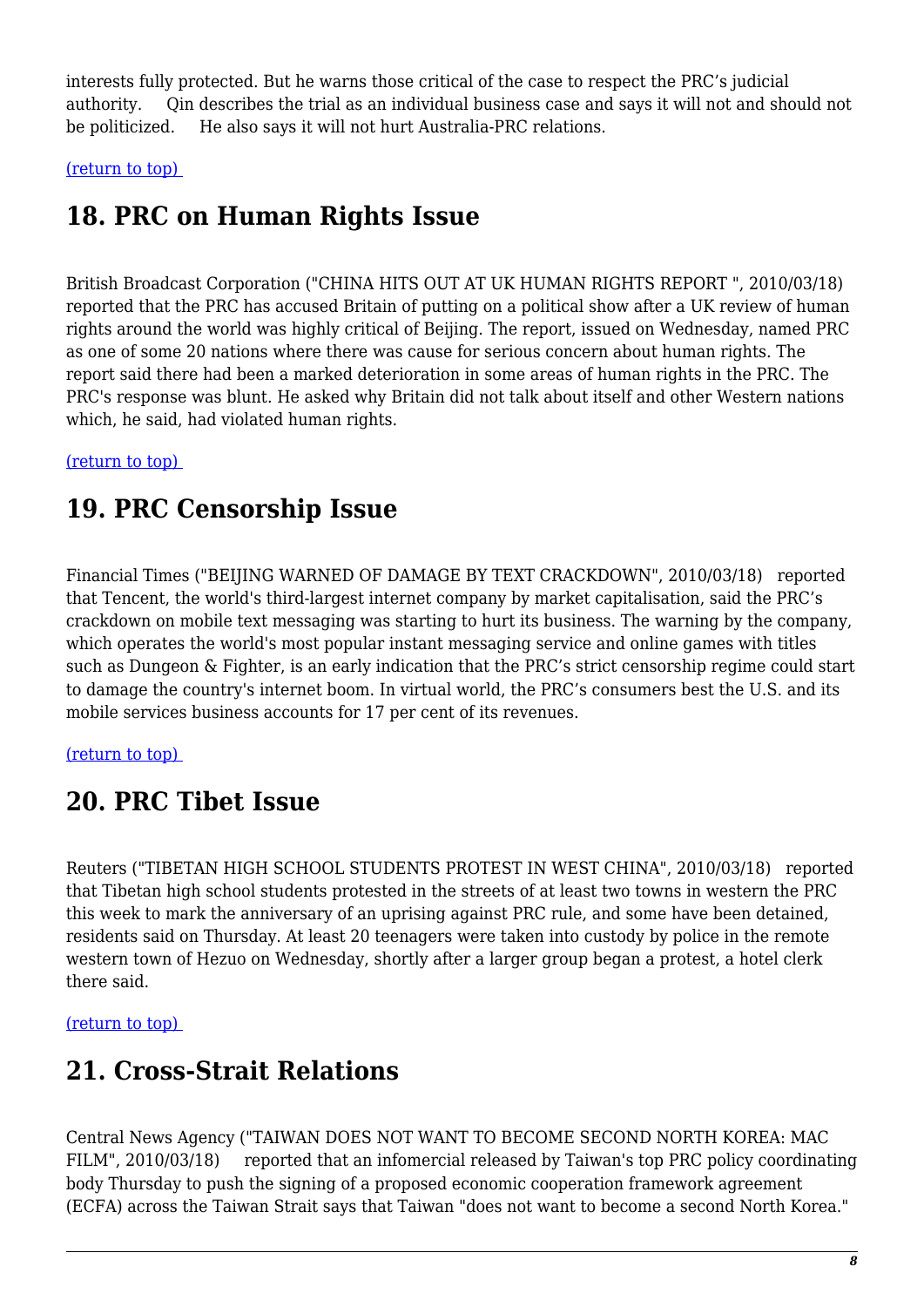interests fully protected. But he warns those critical of the case to respect the PRC's judicial authority. Qin describes the trial as an individual business case and says it will not and should not be politicized. He also says it will not hurt Australia-PRC relations.

(return to top)

## 18. PRC on Human Rights Issue

British Broadcast Corporation ("CHINA HITS OUT AT UK HUMAN RIGHTS REPORT ", 2010/03/18) reported that the PRC has accused Britain of putting on a political show after a UK review of human rights around the world was highly critical of Beijing. The report, issued on Wednesday, named PRC as one of some 20 nations where there was cause for serious concern about human rights. The report said there had been a marked deterioration in some areas of human rights in the PRC. The PRC's response was blunt. He asked why Britain did not talk about itself and other Western nations which, he said, had violated human rights.

(return to top)

## 19. PRC Censorship Issue

Financial Times ("BEIJING WARNED OF DAMAGE BY TEXT CRACKDOWN", 2010/03/18) reported that Tencent, the world's third-largest internet company by market capitalisation, said the PRC's crackdown on mobile text messaging was starting to hurt its business. The warning by the company, which operates the world's most popular instant messaging service and online games with titles such as Dungeon & Fighter, is an early indication that the PRC's strict censorship regime could start to damage the country's internet boom. In virtual world, the PRC's consumers best the U.S. and its mobile services business accounts for 17 per cent of its revenues.

(return to top)

## 20. PRC Tibet Issue

Reuters ("TIBETAN HIGH SCHOOL STUDENTS PROTEST IN WEST CHINA", 2010/03/18) reported that Tibetan high school students protested in the streets of at least two towns in western the PRC this week to mark the anniversary of an uprising against PRC rule, and some have been detained, residents said on Thursday. At least 20 teenagers were taken into custody by police in the remote western town of Hezuo on Wednesday, shortly after a larger group began a protest, a hotel clerk there said.

(return to top)

## 21. Cross-Strait Relations

Central News Agency ("TAIWAN DOES NOT WANT TO BECOME SECOND NORTH KOREA: MAC FILM", 2010/03/18) reported that an infomercial released by Taiwan's top PRC policy coordinating body Thursday to push the signing of a proposed economic cooperation framework agreement (ECFA) across the Taiwan Strait says that Taiwan "does not want to become a second North Korea."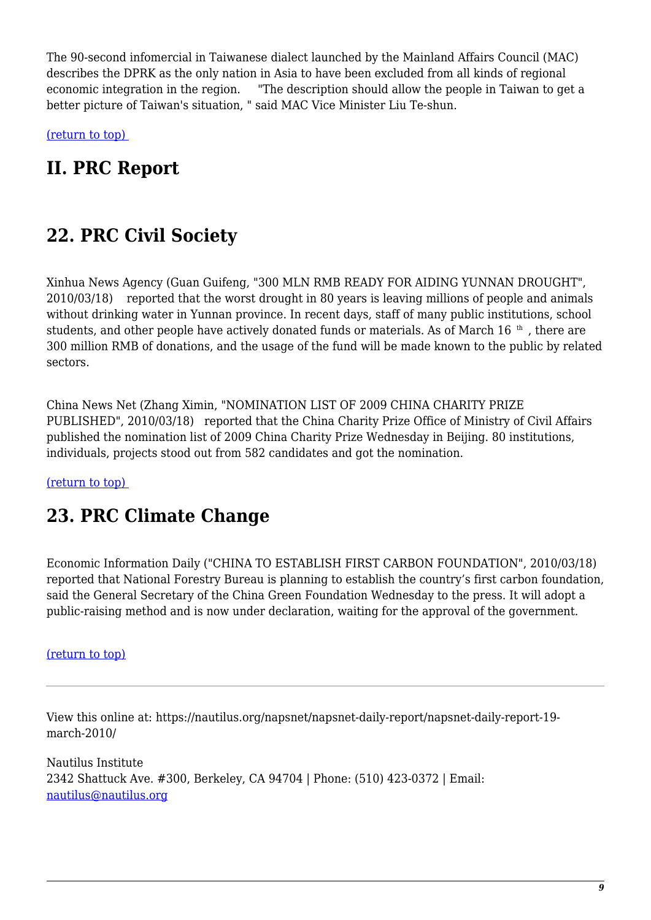The 90-second infomercial in Taiwanese dialect launched by the Mainland Affairs Council (MAC) describes the DPRK as the only nation in Asia to have been excluded from all kinds of regional economic integration in the region. "The description should allow the people in Taiwan to get a better picture of Taiwan's situation, " said MAC Vice Minister Liu Te-shun.

(return to top)

# II. PRC Report

## 22. PRC Civil Society

Xinhua News Agency (Guan Guifeng, "300 MLN RMB READY FOR AIDING YUNNAN DROUGHT", 2010/03/18) reported that the worst drought in 80 years is leaving millions of people and animals without drinking water in Yunnan province. In recent days, staff of many public institutions, school students, and other people have actively donated funds or materials. As of March 16 th , there are 300 million RMB of donations, and the usage of the fund will be made known to the public by related sectors.

China News Net (Zhang Ximin, "NOMINATION LIST OF 2009 CHINA CHARITY PRIZE PUBLISHED", 2010/03/18) reported that the China Charity Prize Office of Ministry of Civil Affairs published the nomination list of 2009 China Charity Prize Wednesday in Beijing. 80 institutions, individuals, projects stood out from 582 candidates and got the nomination.

(return to top)

## 23. PRC Climate Change

Economic Information Daily ("CHINA TO ESTABLISH FIRST CARBON FOUNDATION", 2010/03/18) reported that National Forestry Bureau is planning to establish the country's first carbon foundation, said the General Secretary of the China Green Foundation Wednesday to the press. It will adopt a public-raising method and is now under declaration, waiting for the approval of the government.

(return to top)

---

View this online at: https://nautilus.org/napsnet/napsnet-daily-report/napsnet-daily-report-19-march-2010/

Nautilus Institute
2342 Shattuck Ave. #300, Berkeley, CA 94704 | Phone: (510) 423-0372 | Email: nautilus@nautilus.org